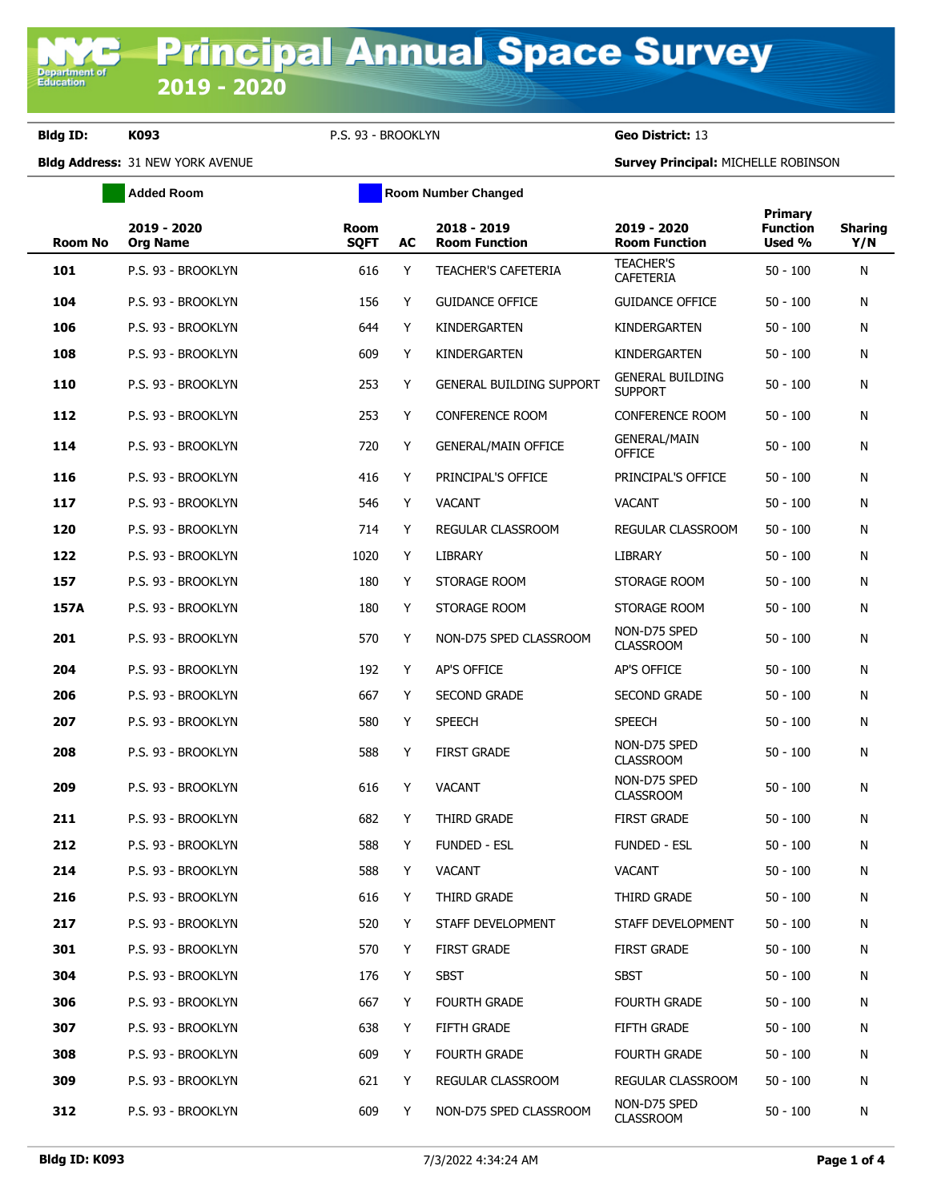# Principal Annual Space Survey 2019 - 2020

**Bldg ID:** K093 P.S. 93 - BROOKLYN **Geo District:** 13

**Bldg Address:** 31 NEW YORK AVENUE **Survey Principal:** MICHELLE ROBINSON

Added Room | Room Number Changed

| Room No | 2019 - 2020 Org Name | Room SQFT | AC | 2018 - 2019 Room Function | 2019 - 2020 Room Function | Primary Function Used % | Sharing Y/N |
|---|---|---|---|---|---|---|---|
| **101** | P.S. 93 - BROOKLYN | 616 | Y | TEACHER'S CAFETERIA | TEACHER'S CAFETERIA | 50 - 100 | N |
| **104** | P.S. 93 - BROOKLYN | 156 | Y | GUIDANCE OFFICE | GUIDANCE OFFICE | 50 - 100 | N |
| **106** | P.S. 93 - BROOKLYN | 644 | Y | KINDERGARTEN | KINDERGARTEN | 50 - 100 | N |
| **108** | P.S. 93 - BROOKLYN | 609 | Y | KINDERGARTEN | KINDERGARTEN | 50 - 100 | N |
| **110** | P.S. 93 - BROOKLYN | 253 | Y | GENERAL BUILDING SUPPORT | GENERAL BUILDING SUPPORT | 50 - 100 | N |
| **112** | P.S. 93 - BROOKLYN | 253 | Y | CONFERENCE ROOM | CONFERENCE ROOM | 50 - 100 | N |
| **114** | P.S. 93 - BROOKLYN | 720 | Y | GENERAL/MAIN OFFICE | GENERAL/MAIN OFFICE | 50 - 100 | N |
| **116** | P.S. 93 - BROOKLYN | 416 | Y | PRINCIPAL'S OFFICE | PRINCIPAL'S OFFICE | 50 - 100 | N |
| **117** | P.S. 93 - BROOKLYN | 546 | Y | VACANT | VACANT | 50 - 100 | N |
| **120** | P.S. 93 - BROOKLYN | 714 | Y | REGULAR CLASSROOM | REGULAR CLASSROOM | 50 - 100 | N |
| **122** | P.S. 93 - BROOKLYN | 1020 | Y | LIBRARY | LIBRARY | 50 - 100 | N |
| **157** | P.S. 93 - BROOKLYN | 180 | Y | STORAGE ROOM | STORAGE ROOM | 50 - 100 | N |
| **157A** | P.S. 93 - BROOKLYN | 180 | Y | STORAGE ROOM | STORAGE ROOM | 50 - 100 | N |
| **201** | P.S. 93 - BROOKLYN | 570 | Y | NON-D75 SPED CLASSROOM | NON-D75 SPED CLASSROOM | 50 - 100 | N |
| **204** | P.S. 93 - BROOKLYN | 192 | Y | AP'S OFFICE | AP'S OFFICE | 50 - 100 | N |
| **206** | P.S. 93 - BROOKLYN | 667 | Y | SECOND GRADE | SECOND GRADE | 50 - 100 | N |
| **207** | P.S. 93 - BROOKLYN | 580 | Y | SPEECH | SPEECH | 50 - 100 | N |
| **208** | P.S. 93 - BROOKLYN | 588 | Y | FIRST GRADE | NON-D75 SPED CLASSROOM | 50 - 100 | N |
| **209** | P.S. 93 - BROOKLYN | 616 | Y | VACANT | NON-D75 SPED CLASSROOM | 50 - 100 | N |
| **211** | P.S. 93 - BROOKLYN | 682 | Y | THIRD GRADE | FIRST GRADE | 50 - 100 | N |
| **212** | P.S. 93 - BROOKLYN | 588 | Y | FUNDED - ESL | FUNDED - ESL | 50 - 100 | N |
| **214** | P.S. 93 - BROOKLYN | 588 | Y | VACANT | VACANT | 50 - 100 | N |
| **216** | P.S. 93 - BROOKLYN | 616 | Y | THIRD GRADE | THIRD GRADE | 50 - 100 | N |
| **217** | P.S. 93 - BROOKLYN | 520 | Y | STAFF DEVELOPMENT | STAFF DEVELOPMENT | 50 - 100 | N |
| **301** | P.S. 93 - BROOKLYN | 570 | Y | FIRST GRADE | FIRST GRADE | 50 - 100 | N |
| **304** | P.S. 93 - BROOKLYN | 176 | Y | SBST | SBST | 50 - 100 | N |
| **306** | P.S. 93 - BROOKLYN | 667 | Y | FOURTH GRADE | FOURTH GRADE | 50 - 100 | N |
| **307** | P.S. 93 - BROOKLYN | 638 | Y | FIFTH GRADE | FIFTH GRADE | 50 - 100 | N |
| **308** | P.S. 93 - BROOKLYN | 609 | Y | FOURTH GRADE | FOURTH GRADE | 50 - 100 | N |
| **309** | P.S. 93 - BROOKLYN | 621 | Y | REGULAR CLASSROOM | REGULAR CLASSROOM | 50 - 100 | N |
| **312** | P.S. 93 - BROOKLYN | 609 | Y | NON-D75 SPED CLASSROOM | NON-D75 SPED CLASSROOM | 50 - 100 | N |

**Bldg ID: K093** 7/3/2022 4:34:24 AM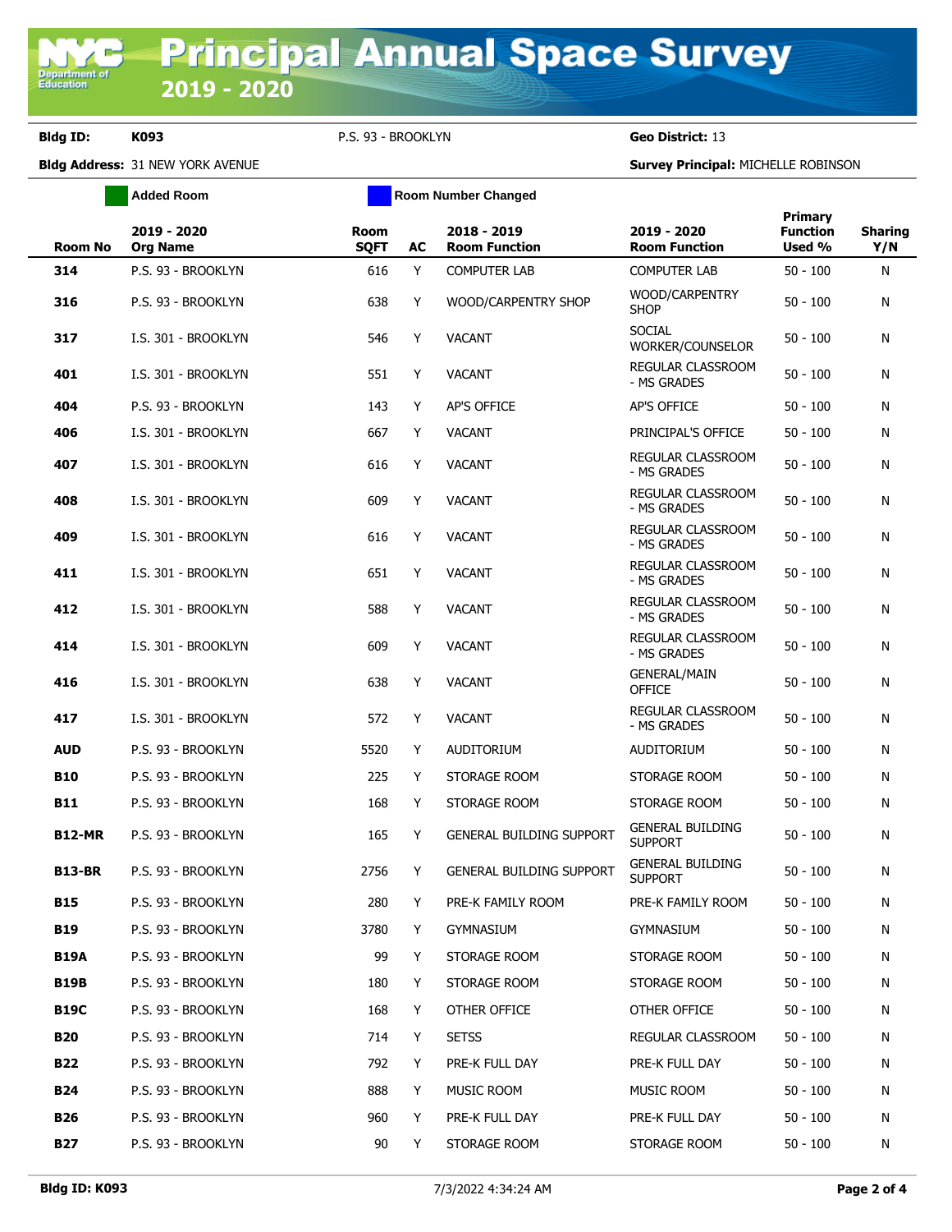# Principal Annual Space Survey 2019 - 2020

**Bldg ID:** K093 P.S. 93 - BROOKLYN **Geo District:** 13

**Bldg Address:** 31 NEW YORK AVENUE **Survey Principal:** MICHELLE ROBINSON

Added Room | Room Number Changed

| Room No | 2019 - 2020 Org Name | Room SQFT | AC | 2018 - 2019 Room Function | 2019 - 2020 Room Function | Primary Function Used % | Sharing Y/N |
|---|---|---|---|---|---|---|---|
| **314** | P.S. 93 - BROOKLYN | 616 | Y | COMPUTER LAB | COMPUTER LAB | 50 - 100 | N |
| **316** | P.S. 93 - BROOKLYN | 638 | Y | WOOD/CARPENTRY SHOP | WOOD/CARPENTRY SHOP | 50 - 100 | N |
| **317** | I.S. 301 - BROOKLYN | 546 | Y | VACANT | SOCIAL WORKER/COUNSELOR | 50 - 100 | N |
| **401** | I.S. 301 - BROOKLYN | 551 | Y | VACANT | REGULAR CLASSROOM - MS GRADES | 50 - 100 | N |
| **404** | P.S. 93 - BROOKLYN | 143 | Y | AP'S OFFICE | AP'S OFFICE | 50 - 100 | N |
| **406** | I.S. 301 - BROOKLYN | 667 | Y | VACANT | PRINCIPAL'S OFFICE | 50 - 100 | N |
| **407** | I.S. 301 - BROOKLYN | 616 | Y | VACANT | REGULAR CLASSROOM - MS GRADES | 50 - 100 | N |
| **408** | I.S. 301 - BROOKLYN | 609 | Y | VACANT | REGULAR CLASSROOM - MS GRADES | 50 - 100 | N |
| **409** | I.S. 301 - BROOKLYN | 616 | Y | VACANT | REGULAR CLASSROOM - MS GRADES | 50 - 100 | N |
| **411** | I.S. 301 - BROOKLYN | 651 | Y | VACANT | REGULAR CLASSROOM - MS GRADES | 50 - 100 | N |
| **412** | I.S. 301 - BROOKLYN | 588 | Y | VACANT | REGULAR CLASSROOM - MS GRADES | 50 - 100 | N |
| **414** | I.S. 301 - BROOKLYN | 609 | Y | VACANT | REGULAR CLASSROOM - MS GRADES | 50 - 100 | N |
| **416** | I.S. 301 - BROOKLYN | 638 | Y | VACANT | GENERAL/MAIN OFFICE | 50 - 100 | N |
| **417** | I.S. 301 - BROOKLYN | 572 | Y | VACANT | REGULAR CLASSROOM - MS GRADES | 50 - 100 | N |
| **AUD** | P.S. 93 - BROOKLYN | 5520 | Y | AUDITORIUM | AUDITORIUM | 50 - 100 | N |
| **B10** | P.S. 93 - BROOKLYN | 225 | Y | STORAGE ROOM | STORAGE ROOM | 50 - 100 | N |
| **B11** | P.S. 93 - BROOKLYN | 168 | Y | STORAGE ROOM | STORAGE ROOM | 50 - 100 | N |
| **B12-MR** | P.S. 93 - BROOKLYN | 165 | Y | GENERAL BUILDING SUPPORT | GENERAL BUILDING SUPPORT | 50 - 100 | N |
| **B13-BR** | P.S. 93 - BROOKLYN | 2756 | Y | GENERAL BUILDING SUPPORT | GENERAL BUILDING SUPPORT | 50 - 100 | N |
| **B15** | P.S. 93 - BROOKLYN | 280 | Y | PRE-K FAMILY ROOM | PRE-K FAMILY ROOM | 50 - 100 | N |
| **B19** | P.S. 93 - BROOKLYN | 3780 | Y | GYMNASIUM | GYMNASIUM | 50 - 100 | N |
| **B19A** | P.S. 93 - BROOKLYN | 99 | Y | STORAGE ROOM | STORAGE ROOM | 50 - 100 | N |
| **B19B** | P.S. 93 - BROOKLYN | 180 | Y | STORAGE ROOM | STORAGE ROOM | 50 - 100 | N |
| **B19C** | P.S. 93 - BROOKLYN | 168 | Y | OTHER OFFICE | OTHER OFFICE | 50 - 100 | N |
| **B20** | P.S. 93 - BROOKLYN | 714 | Y | SETSS | REGULAR CLASSROOM | 50 - 100 | N |
| **B22** | P.S. 93 - BROOKLYN | 792 | Y | PRE-K FULL DAY | PRE-K FULL DAY | 50 - 100 | N |
| **B24** | P.S. 93 - BROOKLYN | 888 | Y | MUSIC ROOM | MUSIC ROOM | 50 - 100 | N |
| **B26** | P.S. 93 - BROOKLYN | 960 | Y | PRE-K FULL DAY | PRE-K FULL DAY | 50 - 100 | N |
| **B27** | P.S. 93 - BROOKLYN | 90 | Y | STORAGE ROOM | STORAGE ROOM | 50 - 100 | N |

**Bldg ID: K093** 7/3/2022 4:34:24 AM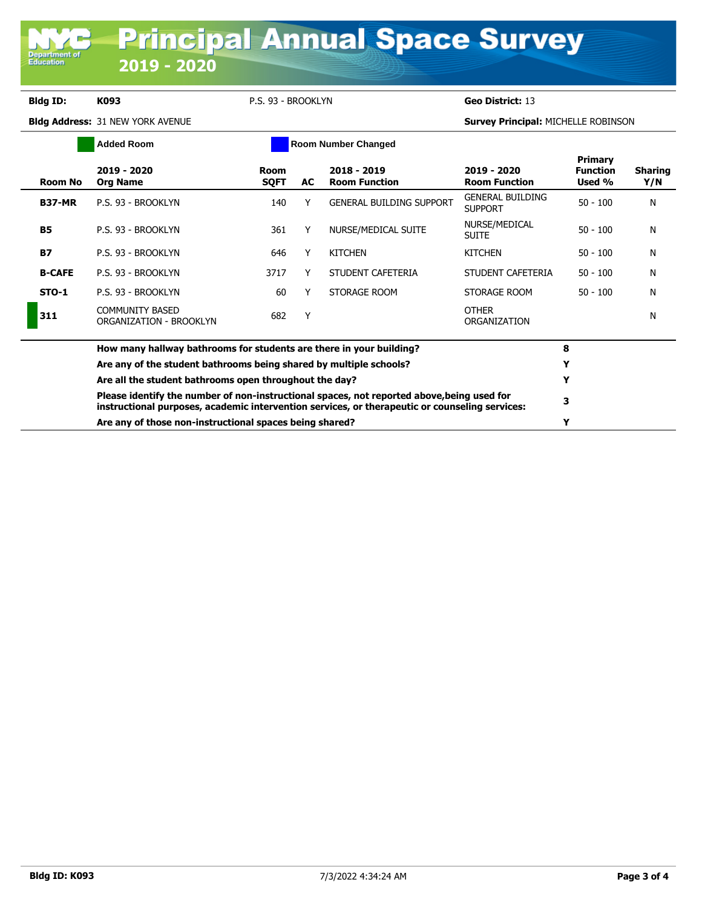# Principal Annual Space Survey 2019 - 2020

**Bldg ID:** K093 P.S. 93 - BROOKLYN **Geo District:** 13

**Bldg Address:** 31 NEW YORK AVENUE **Survey Principal:** MICHELLE ROBINSON

Added Room | Room Number Changed

| Room No | 2019 - 2020 Org Name | Room SQFT | AC | 2018 - 2019 Room Function | 2019 - 2020 Room Function | Primary Function Used % | Sharing Y/N |
|---|---|---|---|---|---|---|---|
| **B37-MR** | P.S. 93 - BROOKLYN | 140 | Y | GENERAL BUILDING SUPPORT | GENERAL BUILDING SUPPORT | 50 - 100 | N |
| **B5** | P.S. 93 - BROOKLYN | 361 | Y | NURSE/MEDICAL SUITE | NURSE/MEDICAL SUITE | 50 - 100 | N |
| **B7** | P.S. 93 - BROOKLYN | 646 | Y | KITCHEN | KITCHEN | 50 - 100 | N |
| **B-CAFE** | P.S. 93 - BROOKLYN | 3717 | Y | STUDENT CAFETERIA | STUDENT CAFETERIA | 50 - 100 | N |
| **STO-1** | P.S. 93 - BROOKLYN | 60 | Y | STORAGE ROOM | STORAGE ROOM | 50 - 100 | N |
| **311** | COMMUNITY BASED ORGANIZATION - BROOKLYN | 682 | Y | | OTHER ORGANIZATION | | N |

| Question | Answer |
|---|---|
| **How many hallway bathrooms for students are there in your building?** | **8** |
| **Are any of the student bathrooms being shared by multiple schools?** | **Y** |
| **Are all the student bathrooms open throughout the day?** | **Y** |
| **Please identify the number of non-instructional spaces, not reported above,being used for instructional purposes, academic intervention services, or therapeutic or counseling services:** | **3** |
| **Are any of those non-instructional spaces being shared?** | **Y** |

**Bldg ID: K093** 7/3/2022 4:34:24 AM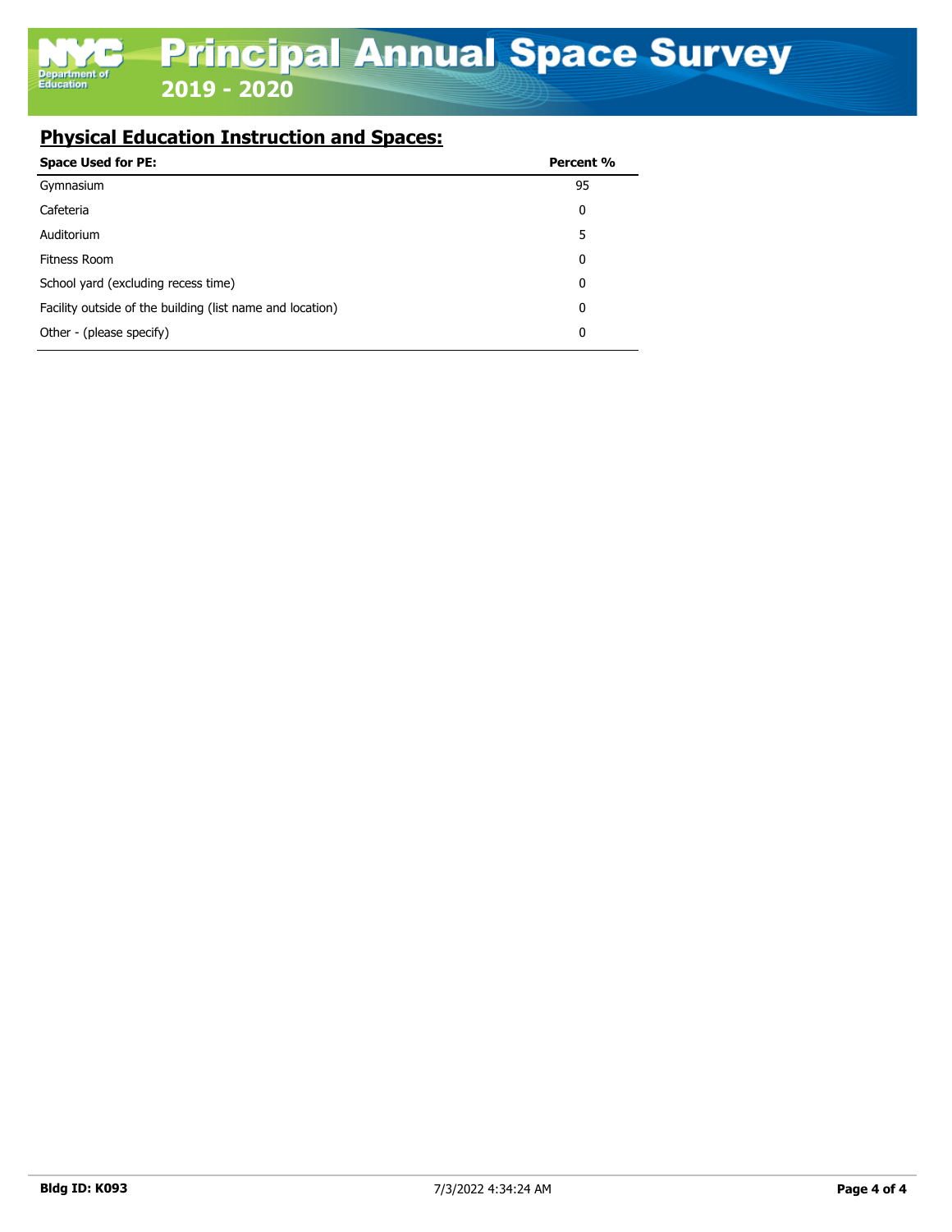## Physical Education Instruction and Spaces:

| Space Used for PE: | Percent % |
| --- | --- |
| Gymnasium | 95 |
| Cafeteria | 0 |
| Auditorium | 5 |
| Fitness Room | 0 |
| School yard (excluding recess time) | 0 |
| Facility outside of the building (list name and location) | 0 |
| Other - (please specify) | 0 |